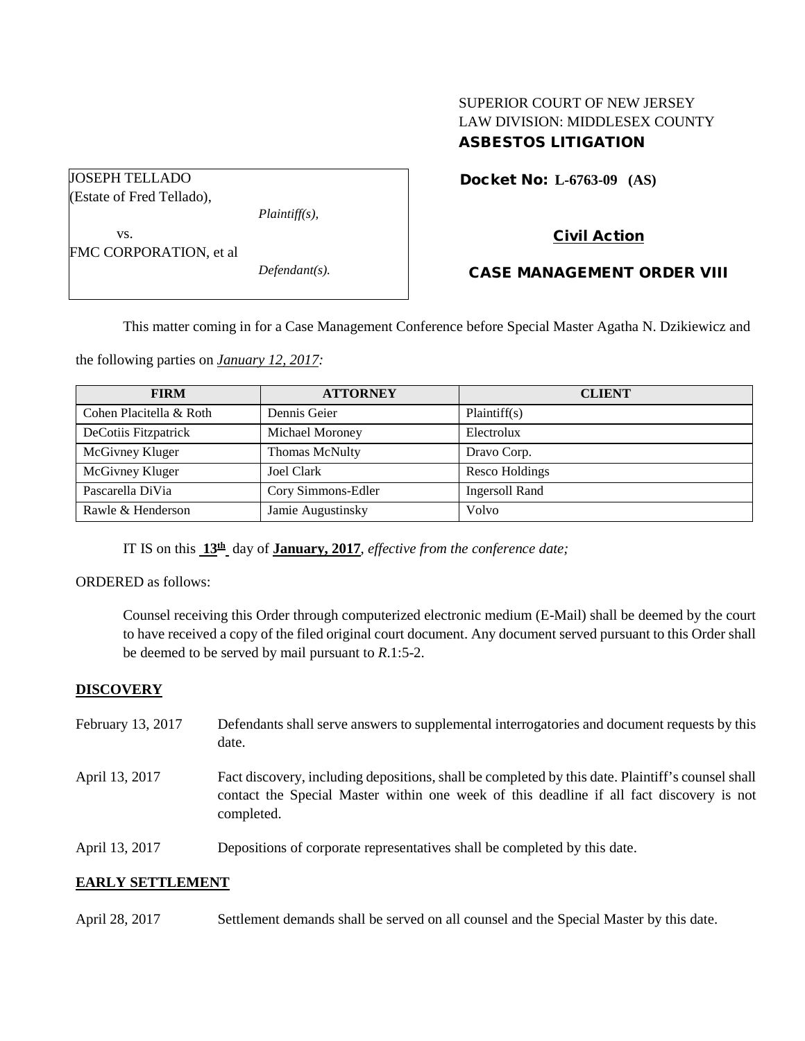SUPERIOR COURT OF NEW JERSEY
LAW DIVISION: MIDDLESEX COUNTY
**ASBESTOS LITIGATION**

JOSEPH TELLADO
(Estate of Fred Tellado),
*Plaintiff(s),*
vs.
FMC CORPORATION, et al
*Defendant(s).*

**Docket No: L-6763-09 (AS)**

**Civil Action**

**CASE MANAGEMENT ORDER VIII**

This matter coming in for a Case Management Conference before Special Master Agatha N. Dzikiewicz and the following parties on *January 12, 2017:*

| FIRM | ATTORNEY | CLIENT |
| --- | --- | --- |
| Cohen Placitella & Roth | Dennis Geier | Plaintiff(s) |
| DeCotiis Fitzpatrick | Michael Moroney | Electrolux |
| McGivney Kluger | Thomas McNulty | Dravo Corp. |
| McGivney Kluger | Joel Clark | Resco Holdings |
| Pascarella DiVia | Cory Simmons-Edler | Ingersoll Rand |
| Rawle & Henderson | Jamie Augustinsky | Volvo |

IT IS on this **13th** day of **January, 2017**, *effective from the conference date;*

ORDERED as follows:

Counsel receiving this Order through computerized electronic medium (E-Mail) shall be deemed by the court to have received a copy of the filed original court document. Any document served pursuant to this Order shall be deemed to be served by mail pursuant to *R*.1:5-2.

**DISCOVERY**

February 13, 2017 Defendants shall serve answers to supplemental interrogatories and document requests by this date.

April 13, 2017 Fact discovery, including depositions, shall be completed by this date. Plaintiff's counsel shall contact the Special Master within one week of this deadline if all fact discovery is not completed.

April 13, 2017 Depositions of corporate representatives shall be completed by this date.

**EARLY SETTLEMENT**

April 28, 2017 Settlement demands shall be served on all counsel and the Special Master by this date.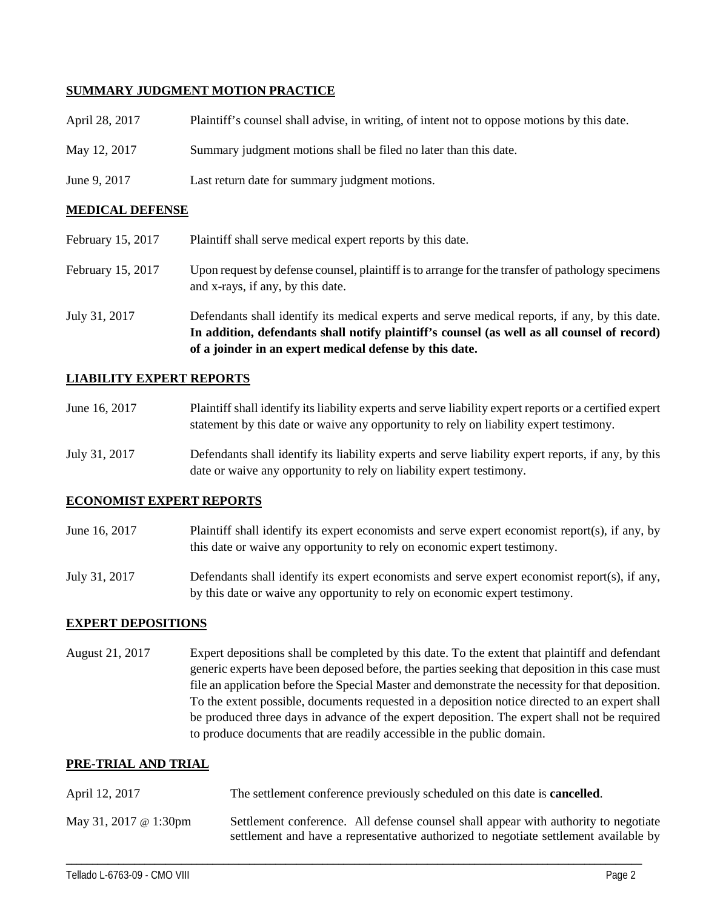## SUMMARY JUDGMENT MOTION PRACTICE

| | |
|---|---|
| April 28, 2017 | Plaintiff's counsel shall advise, in writing, of intent not to oppose motions by this date. |
| May 12, 2017 | Summary judgment motions shall be filed no later than this date. |
| June 9, 2017 | Last return date for summary judgment motions. |

## MEDICAL DEFENSE

| | |
|---|---|
| February 15, 2017 | Plaintiff shall serve medical expert reports by this date. |
| February 15, 2017 | Upon request by defense counsel, plaintiff is to arrange for the transfer of pathology specimens and x-rays, if any, by this date. |
| July 31, 2017 | Defendants shall identify its medical experts and serve medical reports, if any, by this date. **In addition, defendants shall notify plaintiff's counsel (as well as all counsel of record) of a joinder in an expert medical defense by this date.** |

## LIABILITY EXPERT REPORTS

| | |
|---|---|
| June 16, 2017 | Plaintiff shall identify its liability experts and serve liability expert reports or a certified expert statement by this date or waive any opportunity to rely on liability expert testimony. |
| July 31, 2017 | Defendants shall identify its liability experts and serve liability expert reports, if any, by this date or waive any opportunity to rely on liability expert testimony. |

## ECONOMIST EXPERT REPORTS

| | |
|---|---|
| June 16, 2017 | Plaintiff shall identify its expert economists and serve expert economist report(s), if any, by this date or waive any opportunity to rely on economic expert testimony. |
| July 31, 2017 | Defendants shall identify its expert economists and serve expert economist report(s), if any, by this date or waive any opportunity to rely on economic expert testimony. |

## EXPERT DEPOSITIONS

| | |
|---|---|
| August 21, 2017 | Expert depositions shall be completed by this date. To the extent that plaintiff and defendant generic experts have been deposed before, the parties seeking that deposition in this case must file an application before the Special Master and demonstrate the necessity for that deposition. To the extent possible, documents requested in a deposition notice directed to an expert shall be produced three days in advance of the expert deposition. The expert shall not be required to produce documents that are readily accessible in the public domain. |

## PRE-TRIAL AND TRIAL

| | |
|---|---|
| April 12, 2017 | The settlement conference previously scheduled on this date is **cancelled**. |
| May 31, 2017 @ 1:30pm | Settlement conference. All defense counsel shall appear with authority to negotiate settlement and have a representative authorized to negotiate settlement available by |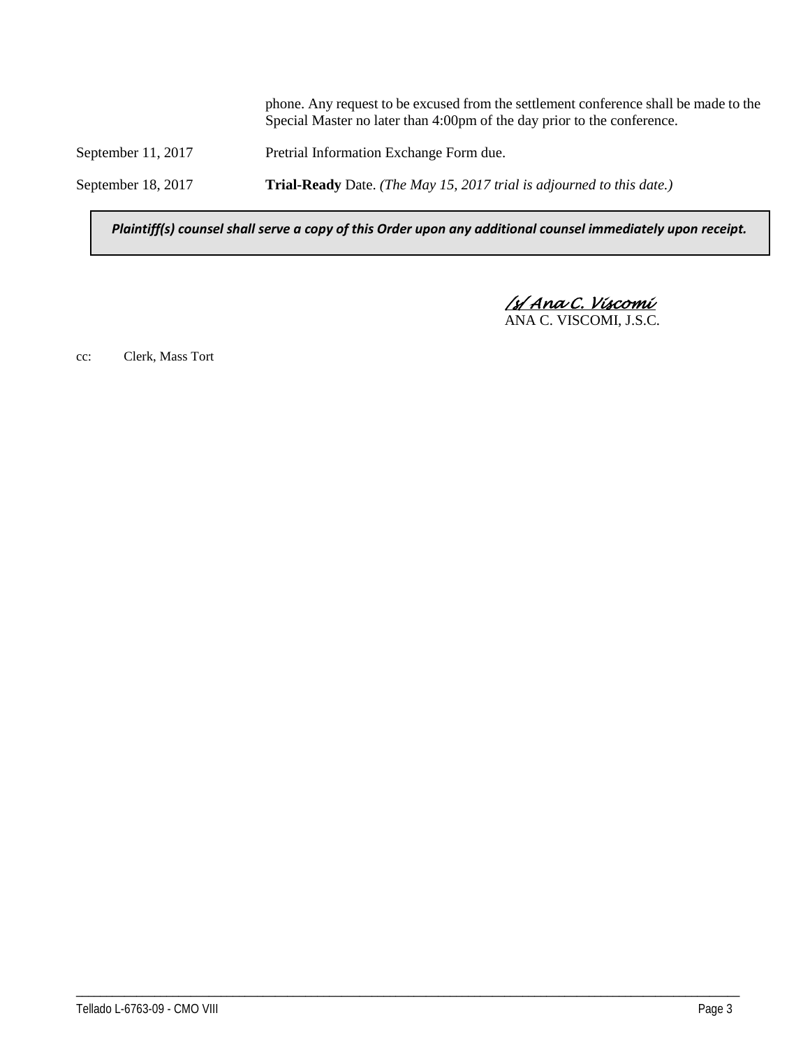| | |
|---|---|
| | phone. Any request to be excused from the settlement conference shall be made to the Special Master no later than 4:00pm of the day prior to the conference. |
| September 11, 2017 | Pretrial Information Exchange Form due. |
| September 18, 2017 | **Trial-Ready** Date. *(The May 15, 2017 trial is adjourned to this date.)* |

***Plaintiff(s) counsel shall serve a copy of this Order upon any additional counsel immediately upon receipt.***

/s/ Ana C. Viscomi
ANA C. VISCOMI, J.S.C.

cc: Clerk, Mass Tort